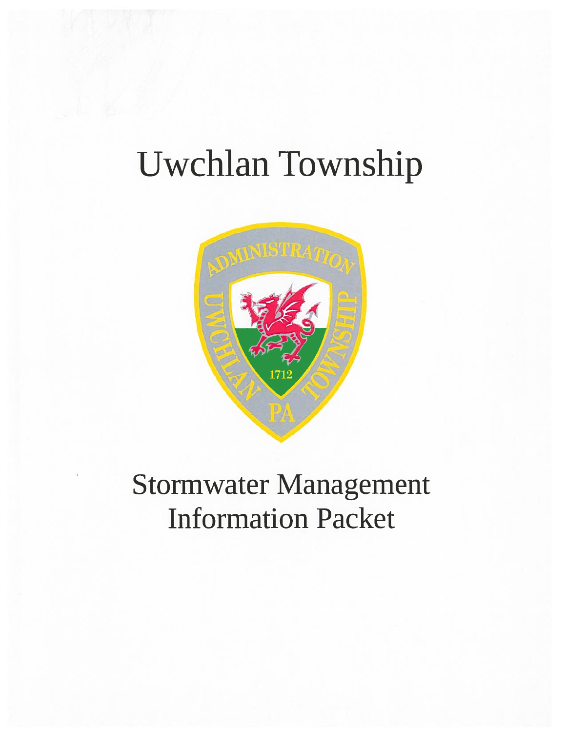# Uwchlan Township

# Stormwater Management Information Packet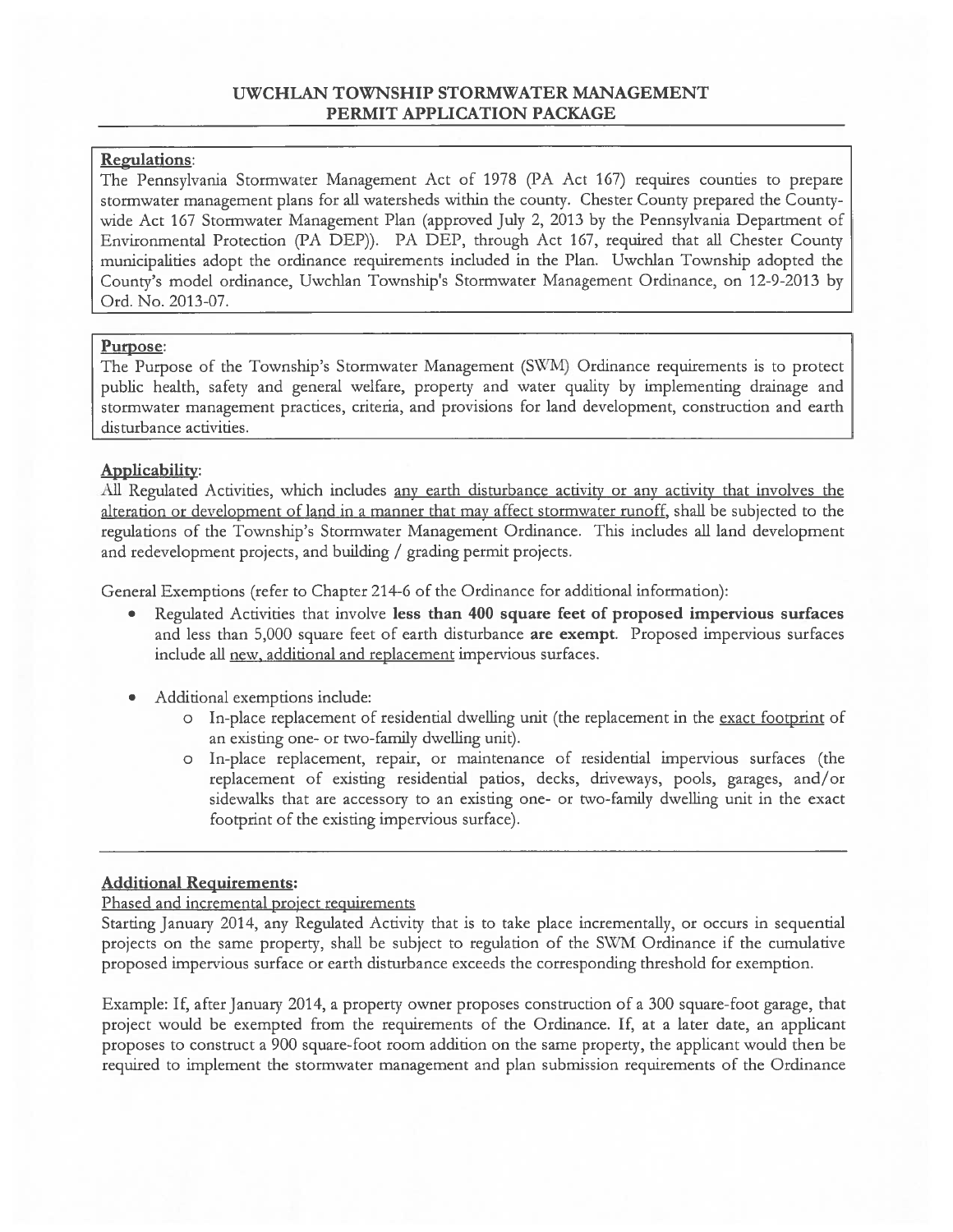# UWCHLAN TOWNSHIP STORMWATER MANAGEMENT PERMIT APPLICATION PACKAGE

**Regulations:**

The Pennsylvania Stormwater Management Act of 1978 (PA Act 167) requires counties to prepare stormwater management plans for all watersheds within the county. Chester County prepared the County-wide Act 167 Stormwater Management Plan (approved July 2, 2013 by the Pennsylvania Department of Environmental Protection (PA DEP)). PA DEP, through Act 167, required that all Chester County municipalities adopt the ordinance requirements included in the Plan. Uwchlan Township adopted the County's model ordinance, Uwchlan Township's Stormwater Management Ordinance, on 12-9-2013 by Ord. No. 2013-07.

**Purpose:**

The Purpose of the Township's Stormwater Management (SWM) Ordinance requirements is to protect public health, safety and general welfare, property and water quality by implementing drainage and stormwater management practices, criteria, and provisions for land development, construction and earth disturbance activities.

**Applicability:**

All Regulated Activities, which includes any earth disturbance activity or any activity that involves the alteration or development of land in a manner that may affect stormwater runoff, shall be subjected to the regulations of the Township's Stormwater Management Ordinance. This includes all land development and redevelopment projects, and building / grading permit projects.

General Exemptions (refer to Chapter 214-6 of the Ordinance for additional information):

- Regulated Activities that involve **less than 400 square feet of proposed impervious surfaces** and less than 5,000 square feet of earth disturbance **are exempt**. Proposed impervious surfaces include all new, additional and replacement impervious surfaces.

- Additional exemptions include:
  - In-place replacement of residential dwelling unit (the replacement in the exact footprint of an existing one- or two-family dwelling unit).
  - In-place replacement, repair, or maintenance of residential impervious surfaces (the replacement of existing residential patios, decks, driveways, pools, garages, and/or sidewalks that are accessory to an existing one- or two-family dwelling unit in the exact footprint of the existing impervious surface).

**Additional Requirements:**

Phased and incremental project requirements

Starting January 2014, any Regulated Activity that is to take place incrementally, or occurs in sequential projects on the same property, shall be subject to regulation of the SWM Ordinance if the cumulative proposed impervious surface or earth disturbance exceeds the corresponding threshold for exemption.

Example: If, after January 2014, a property owner proposes construction of a 300 square-foot garage, that project would be exempted from the requirements of the Ordinance. If, at a later date, an applicant proposes to construct a 900 square-foot room addition on the same property, the applicant would then be required to implement the stormwater management and plan submission requirements of the Ordinance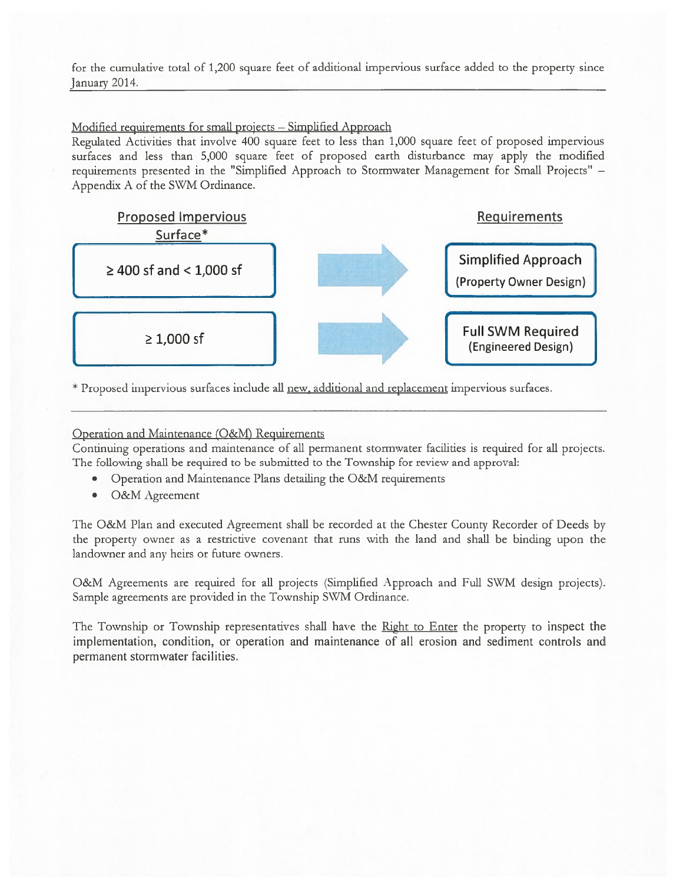for the cumulative total of 1,200 square feet of additional impervious surface added to the property since January 2014.

---

Modified requirements for small projects – Simplified Approach

Regulated Activities that involve 400 square feet to less than 1,000 square feet of proposed impervious surfaces and less than 5,000 square feet of proposed earth disturbance may apply the modified requirements presented in the "Simplified Approach to Stormwater Management for Small Projects" – Appendix A of the SWM Ordinance.

| Proposed Impervious Surface* | | Requirements |
|---|---|---|
| ≥ 400 sf and < 1,000 sf | → | Simplified Approach (Property Owner Design) |
| ≥ 1,000 sf | → | Full SWM Required (Engineered Design) |

\* Proposed impervious surfaces include all new, additional and replacement impervious surfaces.

---

Operation and Maintenance (O&M) Requirements

Continuing operations and maintenance of all permanent stormwater facilities is required for all projects. The following shall be required to be submitted to the Township for review and approval:

- Operation and Maintenance Plans detailing the O&M requirements
- O&M Agreement

The O&M Plan and executed Agreement shall be recorded at the Chester County Recorder of Deeds by the property owner as a restrictive covenant that runs with the land and shall be binding upon the landowner and any heirs or future owners.

O&M Agreements are required for all projects (Simplified Approach and Full SWM design projects). Sample agreements are provided in the Township SWM Ordinance.

The Township or Township representatives shall have the Right to Enter the property to inspect the implementation, condition, or operation and maintenance of all erosion and sediment controls and permanent stormwater facilities.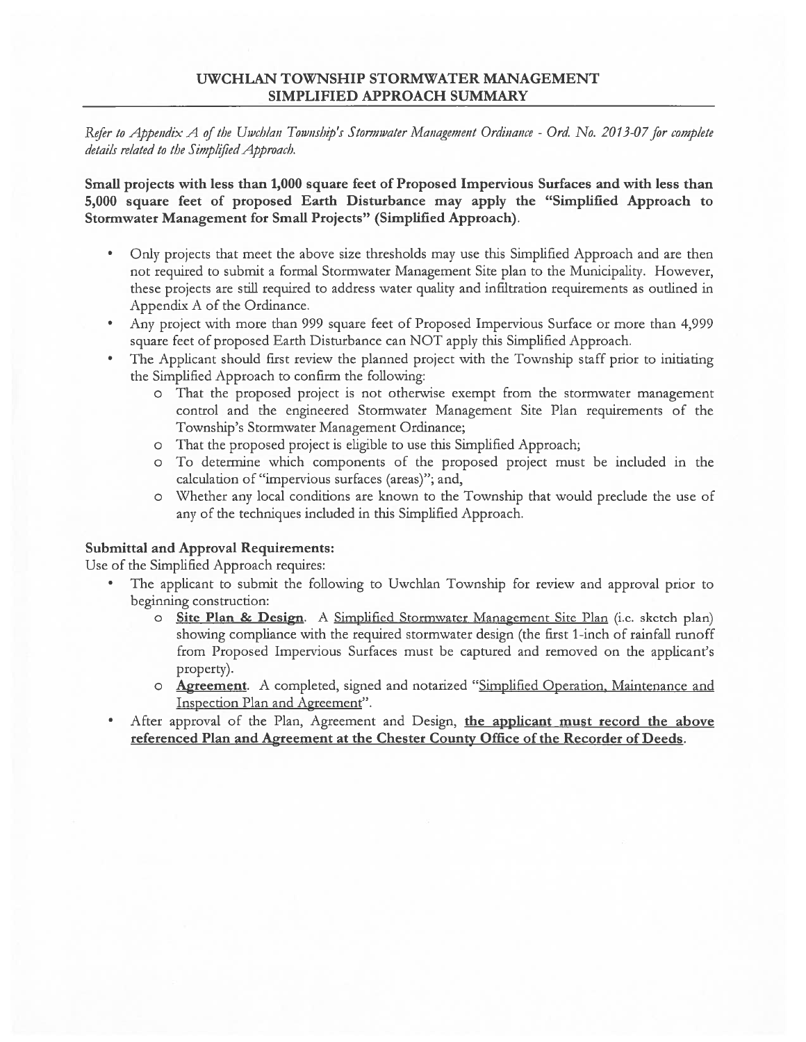## UWCHLAN TOWNSHIP STORMWATER MANAGEMENT SIMPLIFIED APPROACH SUMMARY

*Refer to Appendix A of the Uwchlan Township's Stormwater Management Ordinance - Ord. No. 2013-07 for complete details related to the Simplified Approach.*

**Small projects with less than 1,000 square feet of Proposed Impervious Surfaces and with less than 5,000 square feet of proposed Earth Disturbance may apply the "Simplified Approach to Stormwater Management for Small Projects" (Simplified Approach).**

- Only projects that meet the above size thresholds may use this Simplified Approach and are then not required to submit a formal Stormwater Management Site plan to the Municipality. However, these projects are still required to address water quality and infiltration requirements as outlined in Appendix A of the Ordinance.
- Any project with more than 999 square feet of Proposed Impervious Surface or more than 4,999 square feet of proposed Earth Disturbance can NOT apply this Simplified Approach.
- The Applicant should first review the planned project with the Township staff prior to initiating the Simplified Approach to confirm the following:
  - That the proposed project is not otherwise exempt from the stormwater management control and the engineered Stormwater Management Site Plan requirements of the Township's Stormwater Management Ordinance;
  - That the proposed project is eligible to use this Simplified Approach;
  - To determine which components of the proposed project must be included in the calculation of "impervious surfaces (areas)"; and,
  - Whether any local conditions are known to the Township that would preclude the use of any of the techniques included in this Simplified Approach.

**Submittal and Approval Requirements:**

Use of the Simplified Approach requires:

- The applicant to submit the following to Uwchlan Township for review and approval prior to beginning construction:
  - **Site Plan & Design**. A Simplified Stormwater Management Site Plan (i.e. sketch plan) showing compliance with the required stormwater design (the first 1-inch of rainfall runoff from Proposed Impervious Surfaces must be captured and removed on the applicant's property).
  - **Agreement**. A completed, signed and notarized "Simplified Operation, Maintenance and Inspection Plan and Agreement".
- After approval of the Plan, Agreement and Design, **the applicant must record the above referenced Plan and Agreement at the Chester County Office of the Recorder of Deeds.**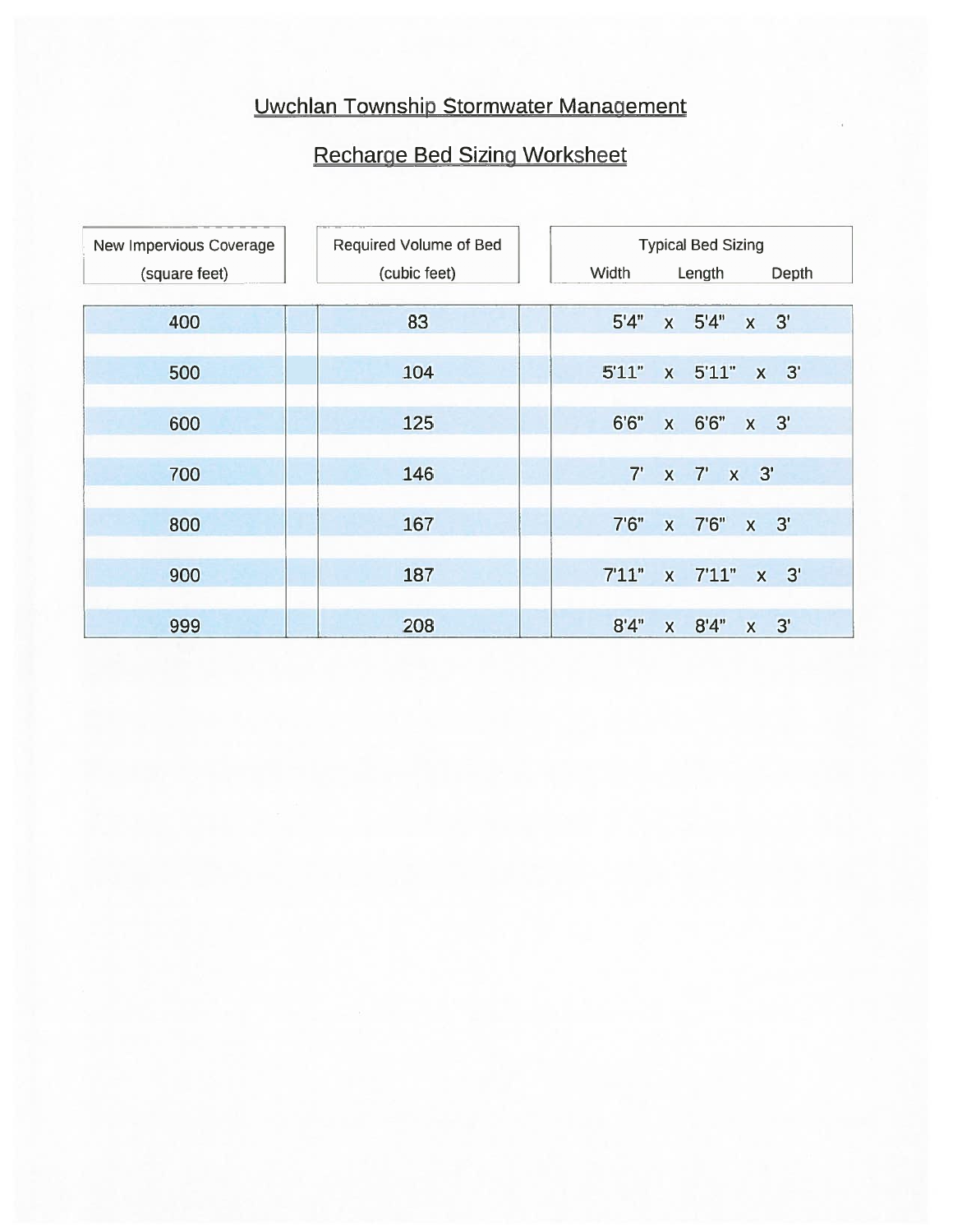# Uwchlan Township Stormwater Management

## Recharge Bed Sizing Worksheet

| New Impervious Coverage (square feet) | Required Volume of Bed (cubic feet) | Typical Bed Sizing Width x Length x Depth |
|---|---|---|
| 400 | 83 | 5'4" x 5'4" x 3' |
| 500 | 104 | 5'11" x 5'11" x 3' |
| 600 | 125 | 6'6" x 6'6" x 3' |
| 700 | 146 | 7' x 7' x 3' |
| 800 | 167 | 7'6" x 7'6" x 3' |
| 900 | 187 | 7'11" x 7'11" x 3' |
| 999 | 208 | 8'4" x 8'4" x 3' |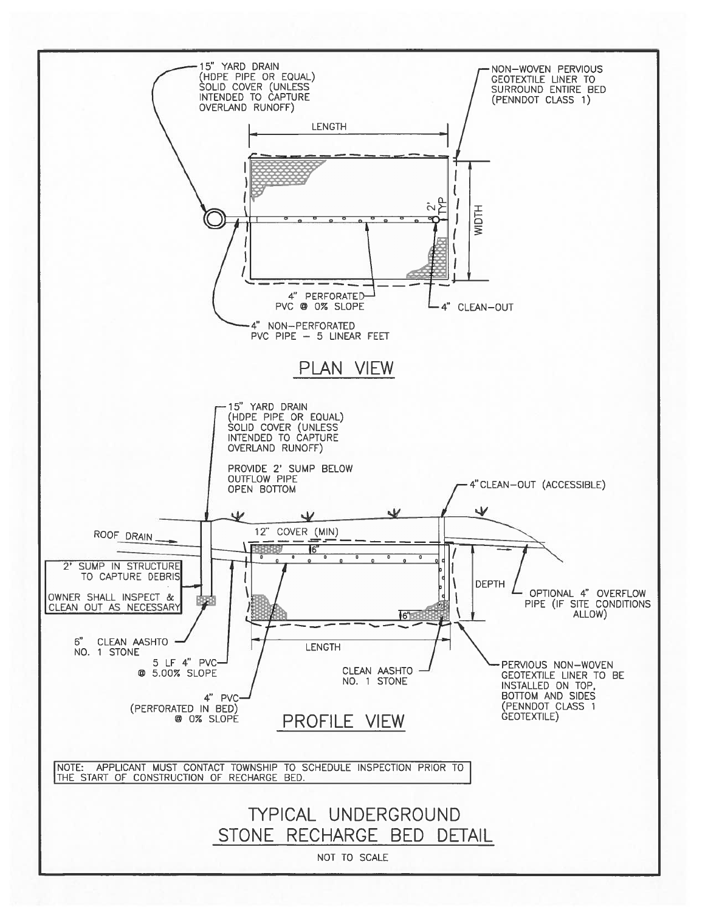## PLAN VIEW

15" YARD DRAIN (HDPE PIPE OR EQUAL) SOLID COVER (UNLESS INTENDED TO CAPTURE OVERLAND RUNOFF)

NON-WOVEN PERVIOUS GEOTEXTILE LINER TO SURROUND ENTIRE BED (PENNDOT CLASS 1)

LENGTH

WIDTH

2' TYP

4" PERFORATED PVC @ 0% SLOPE

4" CLEAN-OUT

4" NON-PERFORATED PVC PIPE – 5 LINEAR FEET

## PROFILE VIEW

15" YARD DRAIN (HDPE PIPE OR EQUAL) SOLID COVER (UNLESS INTENDED TO CAPTURE OVERLAND RUNOFF)

PROVIDE 2' SUMP BELOW OUTFLOW PIPE OPEN BOTTOM

4" CLEAN-OUT (ACCESSIBLE)

ROOF DRAIN

12" COVER (MIN)

6"

2' SUMP IN STRUCTURE TO CAPTURE DEBRIS

OWNER SHALL INSPECT & CLEAN OUT AS NECESSARY

DEPTH

OPTIONAL 4" OVERFLOW PIPE (IF SITE CONDITIONS ALLOW)

6"

6" CLEAN AASHTO NO. 1 STONE

LENGTH

5 LF 4" PVC @ 5.00% SLOPE

CLEAN AASHTO NO. 1 STONE

PERVIOUS NON-WOVEN GEOTEXTILE LINER TO BE INSTALLED ON TOP, BOTTOM AND SIDES (PENNDOT CLASS 1 GEOTEXTILE)

4" PVC (PERFORATED IN BED) @ 0% SLOPE

NOTE: APPLICANT MUST CONTACT TOWNSHIP TO SCHEDULE INSPECTION PRIOR TO THE START OF CONSTRUCTION OF RECHARGE BED.

# TYPICAL UNDERGROUND STONE RECHARGE BED DETAIL

NOT TO SCALE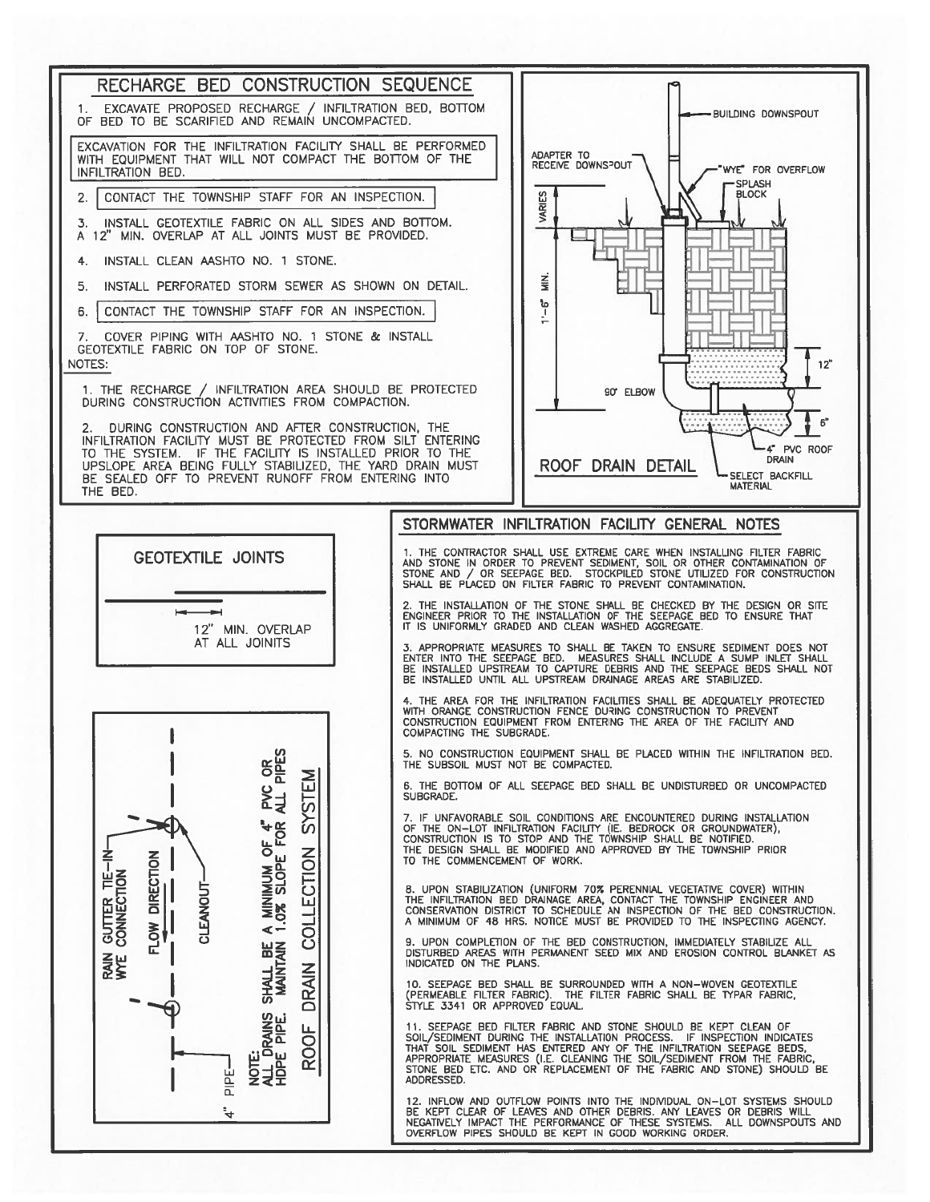## RECHARGE BED CONSTRUCTION SEQUENCE

1. EXCAVATE PROPOSED RECHARGE / INFILTRATION BED, BOTTOM OF BED TO BE SCARIFIED AND REMAIN UNCOMPACTED.

EXCAVATION FOR THE INFILTRATION FACILITY SHALL BE PERFORMED WITH EQUIPMENT THAT WILL NOT COMPACT THE BOTTOM OF THE INFILTRATION BED.

2. CONTACT THE TOWNSHIP STAFF FOR AN INSPECTION.
3. INSTALL GEOTEXTILE FABRIC ON ALL SIDES AND BOTTOM. A 12" MIN. OVERLAP AT ALL JOINTS MUST BE PROVIDED.
4. INSTALL CLEAN AASHTO NO. 1 STONE.
5. INSTALL PERFORATED STORM SEWER AS SHOWN ON DETAIL.
6. CONTACT THE TOWNSHIP STAFF FOR AN INSPECTION.
7. COVER PIPING WITH AASHTO NO. 1 STONE & INSTALL GEOTEXTILE FABRIC ON TOP OF STONE.

NOTES:

1. THE RECHARGE / INFILTRATION AREA SHOULD BE PROTECTED DURING CONSTRUCTION ACTIVITIES FROM COMPACTION.
2. DURING CONSTRUCTION AND AFTER CONSTRUCTION, THE INFILTRATION FACILITY MUST BE PROTECTED FROM SILT ENTERING TO THE SYSTEM. IF THE FACILITY IS INSTALLED PRIOR TO THE UPSLOPE AREA BEING FULLY STABILIZED, THE YARD DRAIN MUST BE SEALED OFF TO PREVENT RUNOFF FROM ENTERING INTO THE BED.

## ROOF DRAIN DETAIL

BUILDING DOWNSPOUT
ADAPTER TO RECEIVE DOWNSPOUT
"WYE" FOR OVERFLOW
SPLASH BLOCK
VARIES
1'-6" MIN.
12"
90° ELBOW
6"
4" PVC ROOF DRAIN
SELECT BACKFILL MATERIAL

## GEOTEXTILE JOINTS

12" MIN. OVERLAP AT ALL JOINITS

## ROOF DRAIN COLLECTION SYSTEM

RAIN GUTTER TIE-IN-WYE CONNECTION
FLOW DIRECTION
CLEANOUT
4" PIPE

NOTE: ALL DRAINS SHALL BE A MINIMUM OF 4" PVC OR HDPE PIPE. MAINTAIN 1.0% SLOPE FOR ALL PIPES

## STORMWATER INFILTRATION FACILITY GENERAL NOTES

1. THE CONTRACTOR SHALL USE EXTREME CARE WHEN INSTALLING FILTER FABRIC AND STONE IN ORDER TO PREVENT SEDIMENT, SOIL OR OTHER CONTAMINATION OF STONE AND / OR SEEPAGE BED. STOCKPILED STONE UTILIZED FOR CONSTRUCTION SHALL BE PLACED ON FILTER FABRIC TO PREVENT CONTAMINATION.

2. THE INSTALLATION OF THE STONE SHALL BE CHECKED BY THE DESIGN OR SITE ENGINEER PRIOR TO THE INSTALLATION OF THE SEEPAGE BED TO ENSURE THAT IT IS UNIFORMLY GRADED AND CLEAN WASHED AGGREGATE.

3. APPROPRIATE MEASURES TO SHALL BE TAKEN TO ENSURE SEDIMENT DOES NOT ENTER INTO THE SEEPAGE BED. MEASURES SHALL INCLUDE A SUMP INLET SHALL BE INSTALLED UPSTREAM TO CAPTURE DEBRIS AND THE SEEPAGE BEDS SHALL NOT BE INSTALLED UNTIL ALL UPSTREAM DRAINAGE AREAS ARE STABILIZED.

4. THE AREA FOR THE INFILTRATION FACILITIES SHALL BE ADEQUATELY PROTECTED WITH ORANGE CONSTRUCTION FENCE DURING CONSTRUCTION TO PREVENT CONSTRUCTION EQUIPMENT FROM ENTERING THE AREA OF THE FACILITY AND COMPACTING THE SUBGRADE.

5. NO CONSTRUCTION EQUIPMENT SHALL BE PLACED WITHIN THE INFILTRATION BED. THE SUBSOIL MUST NOT BE COMPACTED.

6. THE BOTTOM OF ALL SEEPAGE BED SHALL BE UNDISTURBED OR UNCOMPACTED SUBGRADE.

7. IF UNFAVORABLE SOIL CONDITIONS ARE ENCOUNTERED DURING INSTALLATION OF THE ON-LOT INFILTRATION FACILITY (IE. BEDROCK OR GROUNDWATER), CONSTRUCTION IS TO STOP AND THE TOWNSHIP SHALL BE NOTIFIED. THE DESIGN SHALL BE MODIFIED AND APPROVED BY THE TOWNSHIP PRIOR TO THE COMMENCEMENT OF WORK.

8. UPON STABILIZATION (UNIFORM 70% PERENNIAL VEGETATIVE COVER) WITHIN THE INFILTRATION BED DRAINAGE AREA, CONTACT THE TOWNSHIP ENGINEER AND CONSERVATION DISTRICT TO SCHEDULE AN INSPECTION OF THE BED CONSTRUCTION. A MINIMUM OF 48 HRS. NOTICE MUST BE PROVIDED TO THE INSPECTING AGENCY.

9. UPON COMPLETION OF THE BED CONSTRUCTION, IMMEDIATELY STABILIZE ALL DISTURBED AREAS WITH PERMANENT SEED MIX AND EROSION CONTROL BLANKET AS INDICATED ON THE PLANS.

10. SEEPAGE BED SHALL BE SURROUNDED WITH A NON-WOVEN GEOTEXTILE (PERMEABLE FILTER FABRIC). THE FILTER FABRIC SHALL BE TYPAR FABRIC, STYLE 3341 OR APPROVED EQUAL.

11. SEEPAGE BED FILTER FABRIC AND STONE SHOULD BE KEPT CLEAN OF SOIL/SEDIMENT DURING THE INSTALLATION PROCESS. IF INSPECTION INDICATES THAT SOIL SEDIMENT HAS ENTERED ANY OF THE INFILTRATION SEEPAGE BEDS, APPROPRIATE MEASURES (I.E. CLEANING THE SOIL/SEDIMENT FROM THE FABRIC, STONE BED ETC. AND OR REPLACEMENT OF THE FABRIC AND STONE) SHOULD BE ADDRESSED.

12. INFLOW AND OUTFLOW POINTS INTO THE INDIVIDUAL ON-LOT SYSTEMS SHOULD BE KEPT CLEAR OF LEAVES AND OTHER DEBRIS. ANY LEAVES OR DEBRIS WILL NEGATIVELY IMPACT THE PERFORMANCE OF THESE SYSTEMS. ALL DOWNSPOUTS AND OVERFLOW PIPES SHOULD BE KEPT IN GOOD WORKING ORDER.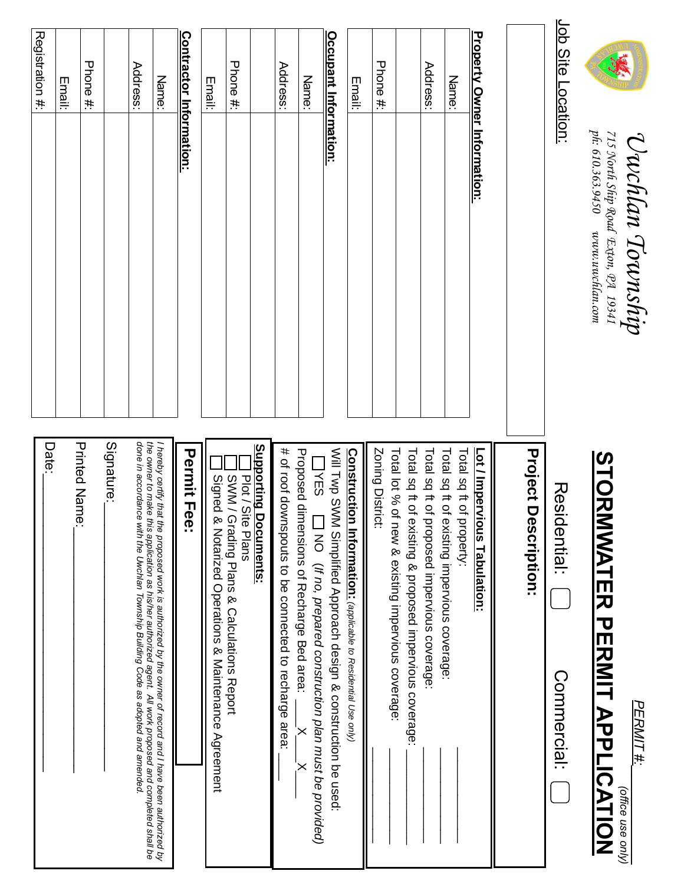# Uwchlan Township

715 North Ship Road Exton, PA 19341
ph: 610.363.9450 www.uwchlan.com

PERMIT #: ____________
(office use only)

# STORMWATER PERMIT APPLICATION

Residential: ☐ Commercial: ☐

**Job Site Location:**

**Property Owner Information:**

| | |
|---|---|
| Name: | |
| Address: | |
| Phone #: | |
| Email: | |

**Occupant Information:**

| | |
|---|---|
| Name: | |
| Address: | |
| Phone #: | |
| Email: | |

**Contractor Information:**

| | |
|---|---|
| Name: | |
| Address: | |
| Phone #: | |
| Email: | |
| Registration #: | |

**Project Description:**

**Lot / Impervious Tabulation:**

Total sq ft of property: ____________

Total sq ft of existing impervious coverage: ____________

Total sq ft of proposed impervious coverage: ____________

Total sq ft of existing & proposed impervious coverage: ____________

Total lot % of new & existing impervious coverage: ____________

Zoning District: ____________

**Construction Information:** *(applicable to Residential Use only)*

Will Twp SWM Simplified Approach design & construction be used:

☐ YES ☐ NO *(If no, prepared construction plan must be provided)*

Proposed dimensions of Recharge Bed area: ____ X ____ X ____

# of roof downspouts to be connected to recharge area: ____

**Supporting Documents:**

☐ Plot / Site Plans

☐ SWM / Grading Plans & Calculations Report

☐ Signed & Notarized Operations & Maintenance Agreement

**Permit Fee:**

*I hereby certify that the proposed work is authorized by the owner of record and I have been authorized by the owner to make this application as his/her authorized agent. All work proposed and completed shall be done in accordance with the Uwchlan Township Building Code as adopted and amended.*

Signature: ____________________

Printed Name: ____________________

Date: ____________________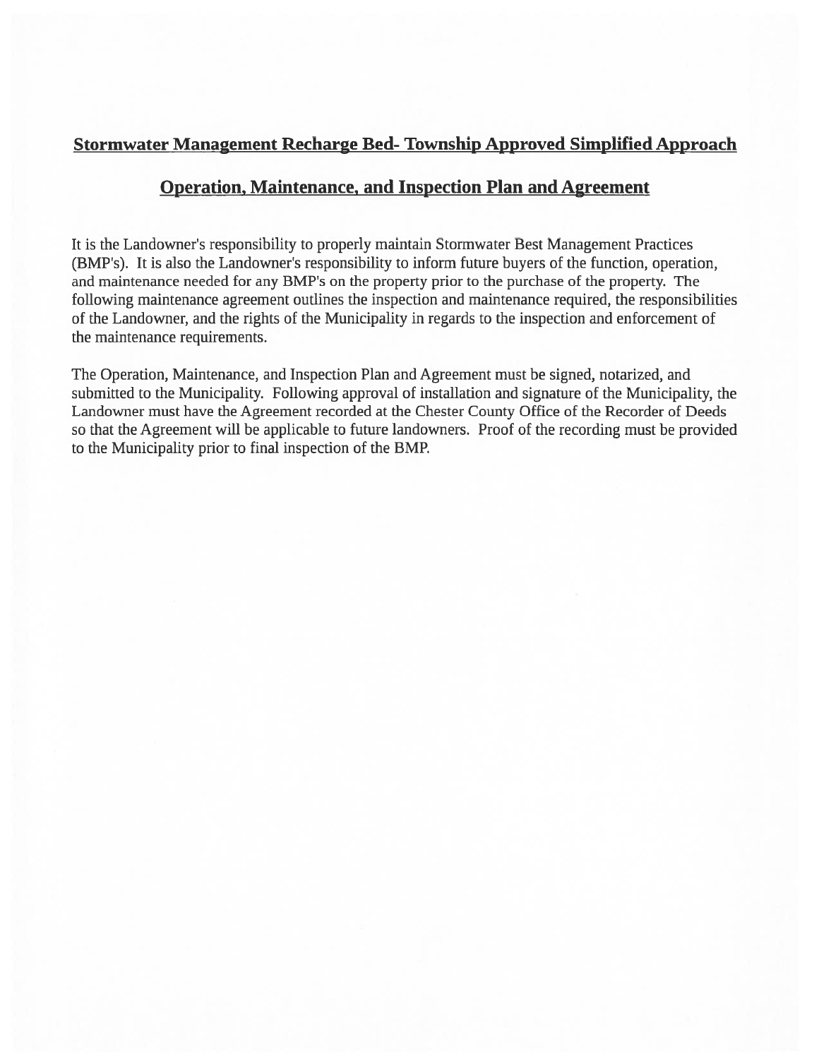## Stormwater Management Recharge Bed- Township Approved Simplified Approach

## Operation, Maintenance, and Inspection Plan and Agreement

It is the Landowner's responsibility to properly maintain Stormwater Best Management Practices (BMP's). It is also the Landowner's responsibility to inform future buyers of the function, operation, and maintenance needed for any BMP's on the property prior to the purchase of the property. The following maintenance agreement outlines the inspection and maintenance required, the responsibilities of the Landowner, and the rights of the Municipality in regards to the inspection and enforcement of the maintenance requirements.

The Operation, Maintenance, and Inspection Plan and Agreement must be signed, notarized, and submitted to the Municipality. Following approval of installation and signature of the Municipality, the Landowner must have the Agreement recorded at the Chester County Office of the Recorder of Deeds so that the Agreement will be applicable to future landowners. Proof of the recording must be provided to the Municipality prior to final inspection of the BMP.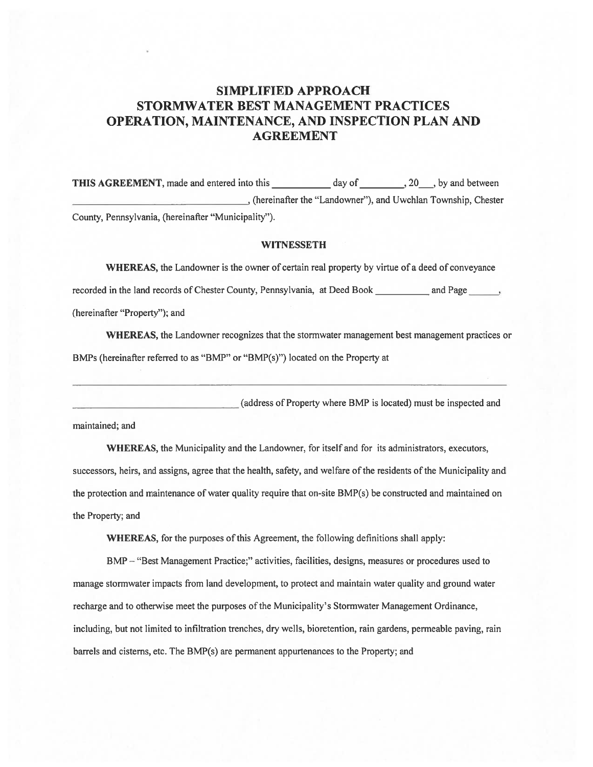# SIMPLIFIED APPROACH STORMWATER BEST MANAGEMENT PRACTICES OPERATION, MAINTENANCE, AND INSPECTION PLAN AND AGREEMENT

**THIS AGREEMENT**, made and entered into this ___________ day of _________, 20___, by and between ________________________________, (hereinafter the "Landowner"), and Uwchlan Township, Chester County, Pennsylvania, (hereinafter "Municipality").

**WITNESSETH**

**WHEREAS,** the Landowner is the owner of certain real property by virtue of a deed of conveyance recorded in the land records of Chester County, Pennsylvania, at Deed Book ___________ and Page ______, (hereinafter "Property"); and

**WHEREAS,** the Landowner recognizes that the stormwater management best management practices or BMPs (hereinafter referred to as "BMP" or "BMP(s)") located on the Property at

_______________________________________________________________________________

________________________________ (address of Property where BMP is located) must be inspected and maintained; and

**WHEREAS,** the Municipality and the Landowner, for itself and for its administrators, executors, successors, heirs, and assigns, agree that the health, safety, and welfare of the residents of the Municipality and the protection and maintenance of water quality require that on-site BMP(s) be constructed and maintained on the Property; and

**WHEREAS,** for the purposes of this Agreement, the following definitions shall apply:

BMP – "Best Management Practice;" activities, facilities, designs, measures or procedures used to manage stormwater impacts from land development, to protect and maintain water quality and ground water recharge and to otherwise meet the purposes of the Municipality's Stormwater Management Ordinance, including, but not limited to infiltration trenches, dry wells, bioretention, rain gardens, permeable paving, rain barrels and cisterns, etc. The BMP(s) are permanent appurtenances to the Property; and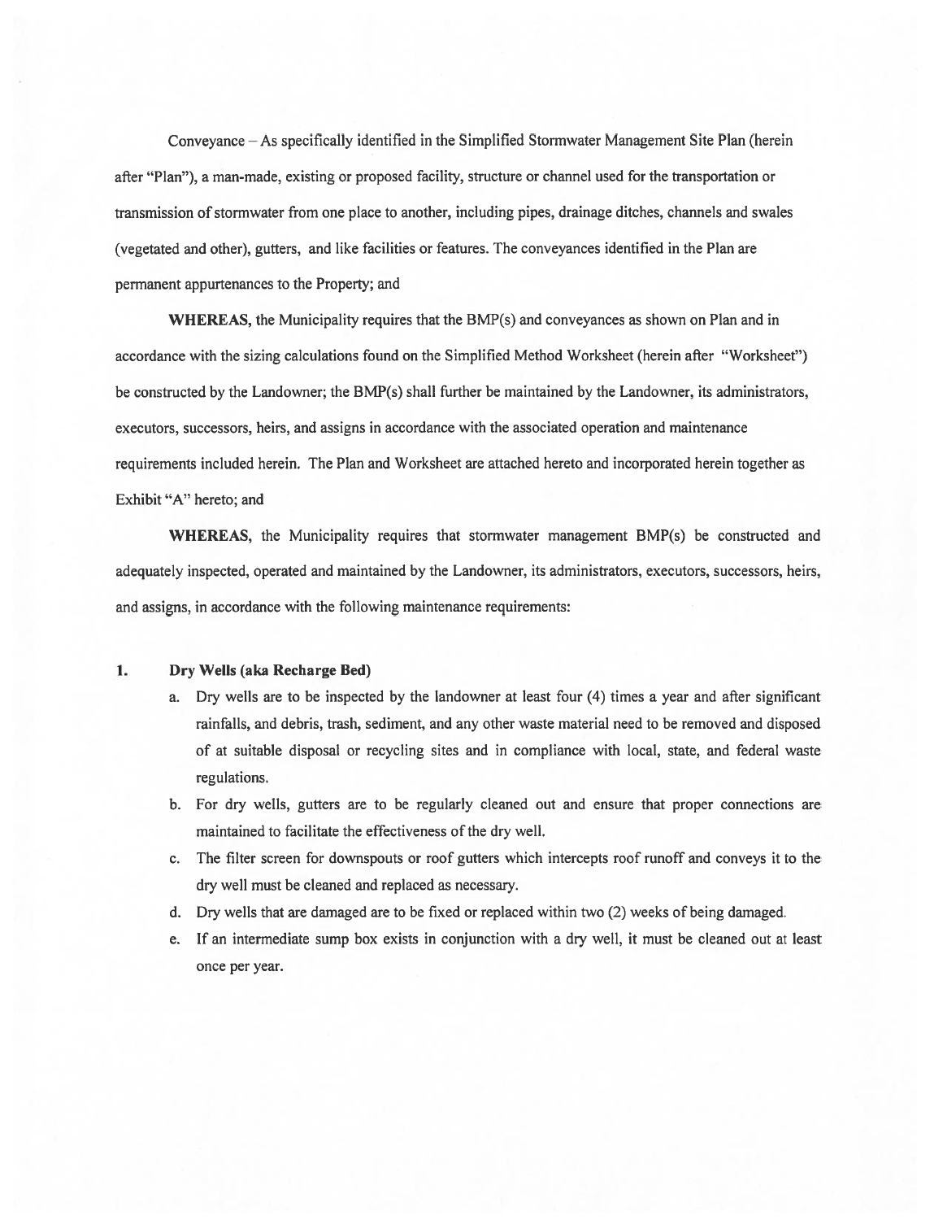Conveyance – As specifically identified in the Simplified Stormwater Management Site Plan (herein after "Plan"), a man-made, existing or proposed facility, structure or channel used for the transportation or transmission of stormwater from one place to another, including pipes, drainage ditches, channels and swales (vegetated and other), gutters, and like facilities or features. The conveyances identified in the Plan are permanent appurtenances to the Property; and

**WHEREAS,** the Municipality requires that the BMP(s) and conveyances as shown on Plan and in accordance with the sizing calculations found on the Simplified Method Worksheet (herein after "Worksheet") be constructed by the Landowner; the BMP(s) shall further be maintained by the Landowner, its administrators, executors, successors, heirs, and assigns in accordance with the associated operation and maintenance requirements included herein. The Plan and Worksheet are attached hereto and incorporated herein together as Exhibit "A" hereto; and

**WHEREAS,** the Municipality requires that stormwater management BMP(s) be constructed and adequately inspected, operated and maintained by the Landowner, its administrators, executors, successors, heirs, and assigns, in accordance with the following maintenance requirements:

**1. Dry Wells (aka Recharge Bed)**

a. Dry wells are to be inspected by the landowner at least four (4) times a year and after significant rainfalls, and debris, trash, sediment, and any other waste material need to be removed and disposed of at suitable disposal or recycling sites and in compliance with local, state, and federal waste regulations.

b. For dry wells, gutters are to be regularly cleaned out and ensure that proper connections are maintained to facilitate the effectiveness of the dry well.

c. The filter screen for downspouts or roof gutters which intercepts roof runoff and conveys it to the dry well must be cleaned and replaced as necessary.

d. Dry wells that are damaged are to be fixed or replaced within two (2) weeks of being damaged.

e. If an intermediate sump box exists in conjunction with a dry well, it must be cleaned out at least once per year.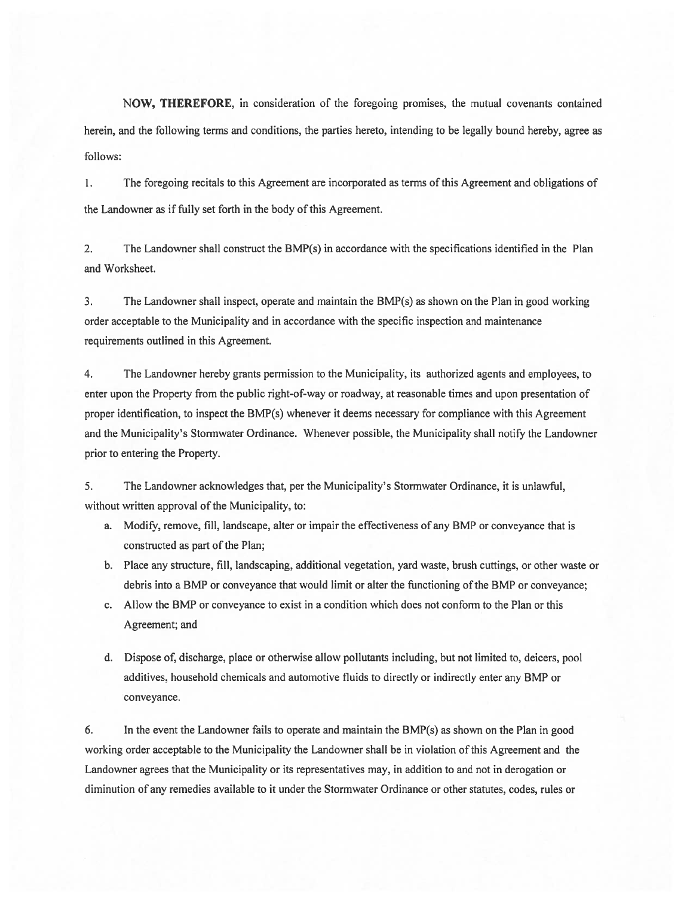**NOW, THEREFORE**, in consideration of the foregoing promises, the mutual covenants contained herein, and the following terms and conditions, the parties hereto, intending to be legally bound hereby, agree as follows:

1. The foregoing recitals to this Agreement are incorporated as terms of this Agreement and obligations of the Landowner as if fully set forth in the body of this Agreement.

2. The Landowner shall construct the BMP(s) in accordance with the specifications identified in the Plan and Worksheet.

3. The Landowner shall inspect, operate and maintain the BMP(s) as shown on the Plan in good working order acceptable to the Municipality and in accordance with the specific inspection and maintenance requirements outlined in this Agreement.

4. The Landowner hereby grants permission to the Municipality, its authorized agents and employees, to enter upon the Property from the public right-of-way or roadway, at reasonable times and upon presentation of proper identification, to inspect the BMP(s) whenever it deems necessary for compliance with this Agreement and the Municipality's Stormwater Ordinance. Whenever possible, the Municipality shall notify the Landowner prior to entering the Property.

5. The Landowner acknowledges that, per the Municipality's Stormwater Ordinance, it is unlawful, without written approval of the Municipality, to:

   a. Modify, remove, fill, landscape, alter or impair the effectiveness of any BMP or conveyance that is constructed as part of the Plan;

   b. Place any structure, fill, landscaping, additional vegetation, yard waste, brush cuttings, or other waste or debris into a BMP or conveyance that would limit or alter the functioning of the BMP or conveyance;

   c. Allow the BMP or conveyance to exist in a condition which does not conform to the Plan or this Agreement; and

   d. Dispose of, discharge, place or otherwise allow pollutants including, but not limited to, deicers, pool additives, household chemicals and automotive fluids to directly or indirectly enter any BMP or conveyance.

6. In the event the Landowner fails to operate and maintain the BMP(s) as shown on the Plan in good working order acceptable to the Municipality the Landowner shall be in violation of this Agreement and the Landowner agrees that the Municipality or its representatives may, in addition to and not in derogation or diminution of any remedies available to it under the Stormwater Ordinance or other statutes, codes, rules or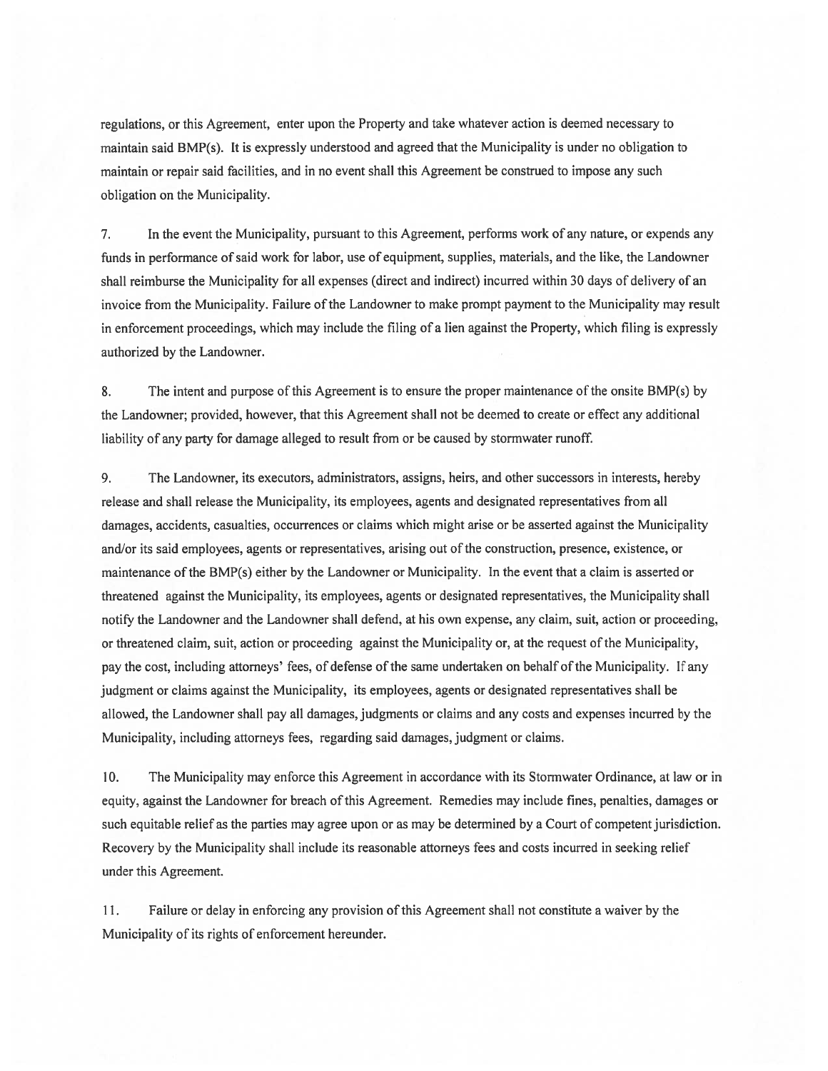regulations, or this Agreement, enter upon the Property and take whatever action is deemed necessary to maintain said BMP(s). It is expressly understood and agreed that the Municipality is under no obligation to maintain or repair said facilities, and in no event shall this Agreement be construed to impose any such obligation on the Municipality.

7. In the event the Municipality, pursuant to this Agreement, performs work of any nature, or expends any funds in performance of said work for labor, use of equipment, supplies, materials, and the like, the Landowner shall reimburse the Municipality for all expenses (direct and indirect) incurred within 30 days of delivery of an invoice from the Municipality. Failure of the Landowner to make prompt payment to the Municipality may result in enforcement proceedings, which may include the filing of a lien against the Property, which filing is expressly authorized by the Landowner.

8. The intent and purpose of this Agreement is to ensure the proper maintenance of the onsite BMP(s) by the Landowner; provided, however, that this Agreement shall not be deemed to create or effect any additional liability of any party for damage alleged to result from or be caused by stormwater runoff.

9. The Landowner, its executors, administrators, assigns, heirs, and other successors in interests, hereby release and shall release the Municipality, its employees, agents and designated representatives from all damages, accidents, casualties, occurrences or claims which might arise or be asserted against the Municipality and/or its said employees, agents or representatives, arising out of the construction, presence, existence, or maintenance of the BMP(s) either by the Landowner or Municipality. In the event that a claim is asserted or threatened against the Municipality, its employees, agents or designated representatives, the Municipality shall notify the Landowner and the Landowner shall defend, at his own expense, any claim, suit, action or proceeding, or threatened claim, suit, action or proceeding against the Municipality or, at the request of the Municipality, pay the cost, including attorneys' fees, of defense of the same undertaken on behalf of the Municipality. If any judgment or claims against the Municipality, its employees, agents or designated representatives shall be allowed, the Landowner shall pay all damages, judgments or claims and any costs and expenses incurred by the Municipality, including attorneys fees, regarding said damages, judgment or claims.

10. The Municipality may enforce this Agreement in accordance with its Stormwater Ordinance, at law or in equity, against the Landowner for breach of this Agreement. Remedies may include fines, penalties, damages or such equitable relief as the parties may agree upon or as may be determined by a Court of competent jurisdiction. Recovery by the Municipality shall include its reasonable attorneys fees and costs incurred in seeking relief under this Agreement.

11. Failure or delay in enforcing any provision of this Agreement shall not constitute a waiver by the Municipality of its rights of enforcement hereunder.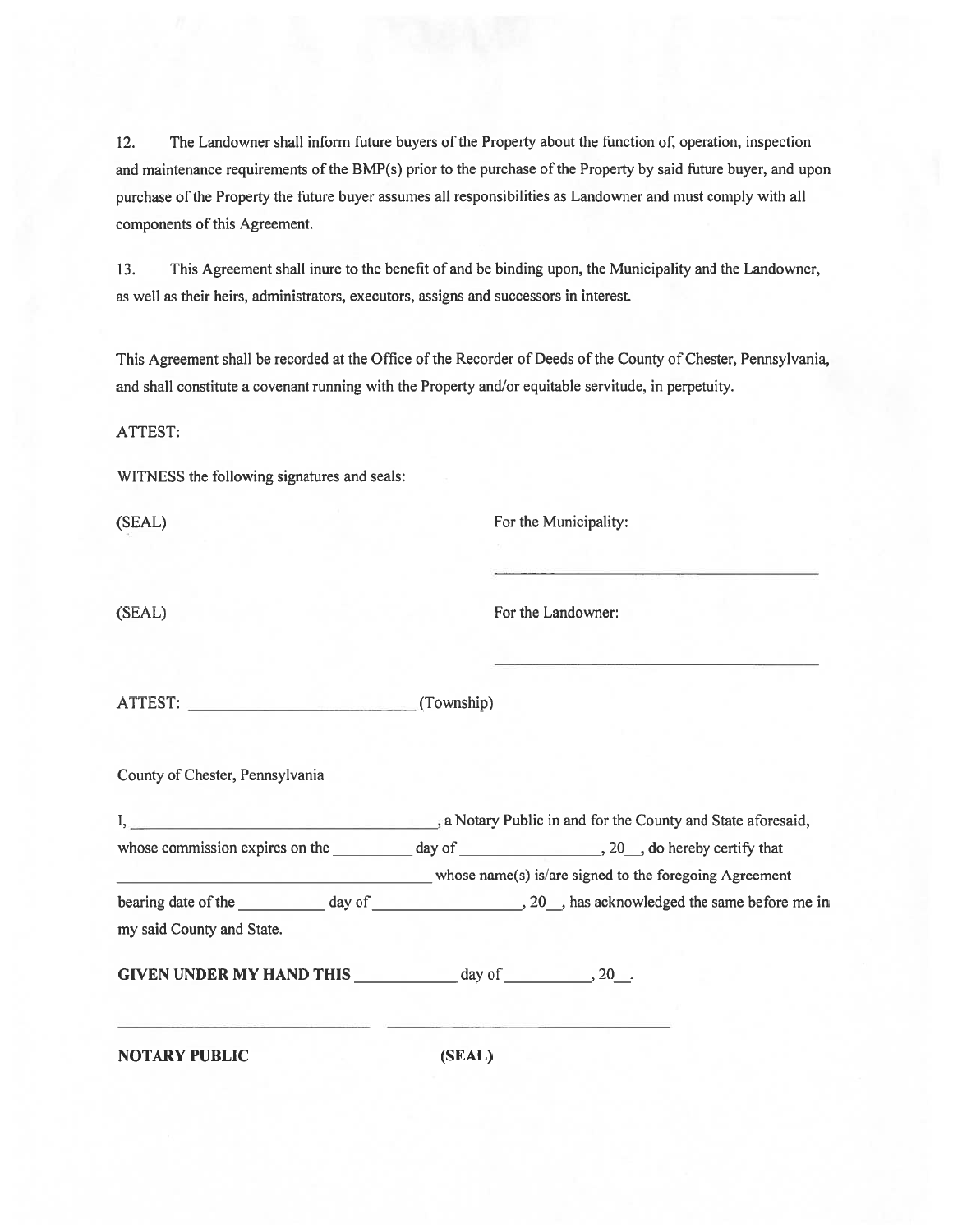12. The Landowner shall inform future buyers of the Property about the function of, operation, inspection and maintenance requirements of the BMP(s) prior to the purchase of the Property by said future buyer, and upon purchase of the Property the future buyer assumes all responsibilities as Landowner and must comply with all components of this Agreement.

13. This Agreement shall inure to the benefit of and be binding upon, the Municipality and the Landowner, as well as their heirs, administrators, executors, assigns and successors in interest.

This Agreement shall be recorded at the Office of the Recorder of Deeds of the County of Chester, Pennsylvania, and shall constitute a covenant running with the Property and/or equitable servitude, in perpetuity.

ATTEST:

WITNESS the following signatures and seals:

(SEAL) For the Municipality:

\_\_\_\_\_\_\_\_\_\_\_\_\_\_\_\_\_\_\_\_\_\_\_\_\_\_\_\_\_\_\_\_\_\_\_\_

(SEAL) For the Landowner:

\_\_\_\_\_\_\_\_\_\_\_\_\_\_\_\_\_\_\_\_\_\_\_\_\_\_\_\_\_\_\_\_\_\_\_\_

ATTEST: \_\_\_\_\_\_\_\_\_\_\_\_\_\_\_\_\_\_\_\_\_\_\_\_\_\_ (Township)

County of Chester, Pennsylvania

I, \_\_\_\_\_\_\_\_\_\_\_\_\_\_\_\_\_\_\_\_\_\_\_\_\_\_\_\_\_\_\_\_\_\_\_\_, a Notary Public in and for the County and State aforesaid, whose commission expires on the \_\_\_\_\_\_\_\_\_ day of \_\_\_\_\_\_\_\_\_\_\_\_\_\_\_\_, 20\_\_, do hereby certify that \_\_\_\_\_\_\_\_\_\_\_\_\_\_\_\_\_\_\_\_\_\_\_\_\_\_\_\_\_\_\_\_\_\_\_\_ whose name(s) is/are signed to the foregoing Agreement bearing date of the \_\_\_\_\_\_\_\_\_\_ day of \_\_\_\_\_\_\_\_\_\_\_\_\_\_\_\_, 20\_\_, has acknowledged the same before me in my said County and State.

**GIVEN UNDER MY HAND THIS** \_\_\_\_\_\_\_\_\_\_\_ day of \_\_\_\_\_\_\_\_\_\_, 20\_\_.

\_\_\_\_\_\_\_\_\_\_\_\_\_\_\_\_\_\_\_\_\_\_\_\_\_\_\_\_\_\_ \_\_\_\_\_\_\_\_\_\_\_\_\_\_\_\_\_\_\_\_\_\_\_\_\_\_\_\_\_\_\_\_

**NOTARY PUBLIC** **(SEAL)**